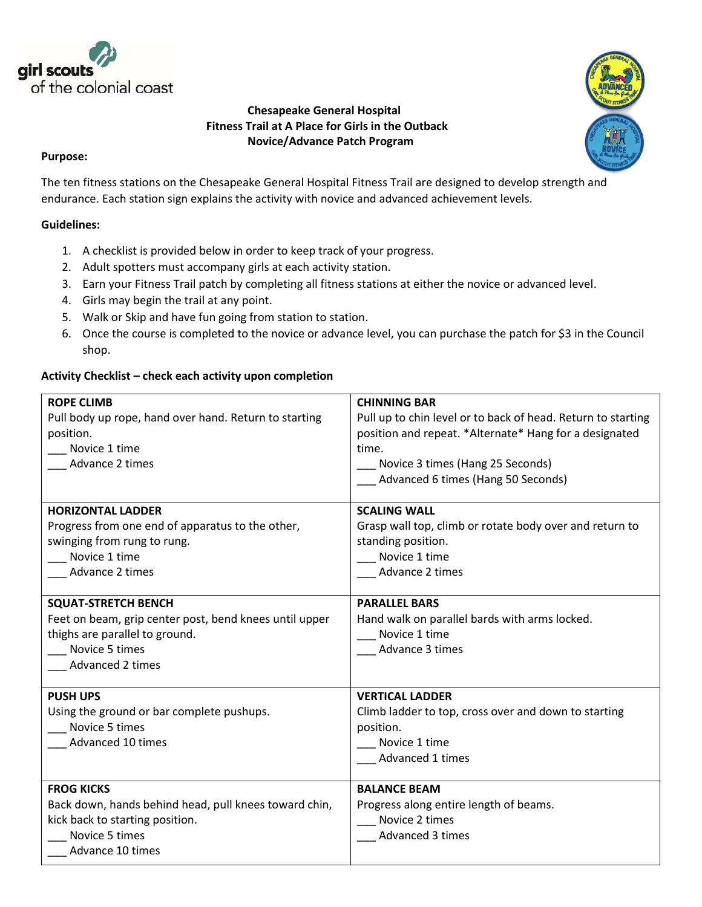girl scouts of the colonial coast

**Chesapeake General Hospital**
**Fitness Trail at A Place for Girls in the Outback**
**Novice/Advance Patch Program**

**Purpose:**

The ten fitness stations on the Chesapeake General Hospital Fitness Trail are designed to develop strength and endurance. Each station sign explains the activity with novice and advanced achievement levels.

**Guidelines:**

1. A checklist is provided below in order to keep track of your progress.
2. Adult spotters must accompany girls at each activity station.
3. Earn your Fitness Trail patch by completing all fitness stations at either the novice or advanced level.
4. Girls may begin the trail at any point.
5. Walk or Skip and have fun going from station to station.
6. Once the course is completed to the novice or advance level, you can purchase the patch for $3 in the Council shop.

**Activity Checklist – check each activity upon completion**

| | |
|---|---|
| **ROPE CLIMB**<br>Pull body up rope, hand over hand. Return to starting position.<br>___ Novice 1 time<br>___ Advance 2 times | **CHINNING BAR**<br>Pull up to chin level or to back of head. Return to starting position and repeat. *Alternate* Hang for a designated time.<br>___ Novice 3 times (Hang 25 Seconds)<br>___ Advanced 6 times (Hang 50 Seconds) |
| **HORIZONTAL LADDER**<br>Progress from one end of apparatus to the other, swinging from rung to rung.<br>___ Novice 1 time<br>___ Advance 2 times | **SCALING WALL**<br>Grasp wall top, climb or rotate body over and return to standing position.<br>___ Novice 1 time<br>___ Advance 2 times |
| **SQUAT-STRETCH BENCH**<br>Feet on beam, grip center post, bend knees until upper thighs are parallel to ground.<br>___ Novice 5 times<br>___ Advanced 2 times | **PARALLEL BARS**<br>Hand walk on parallel bards with arms locked.<br>___ Novice 1 time<br>___ Advance 3 times |
| **PUSH UPS**<br>Using the ground or bar complete pushups.<br>___ Novice 5 times<br>___ Advanced 10 times | **VERTICAL LADDER**<br>Climb ladder to top, cross over and down to starting position.<br>___ Novice 1 time<br>___ Advanced 1 times |
| **FROG KICKS**<br>Back down, hands behind head, pull knees toward chin, kick back to starting position.<br>___ Novice 5 times<br>___ Advance 10 times | **BALANCE BEAM**<br>Progress along entire length of beams.<br>___ Novice 2 times<br>___ Advanced 3 times |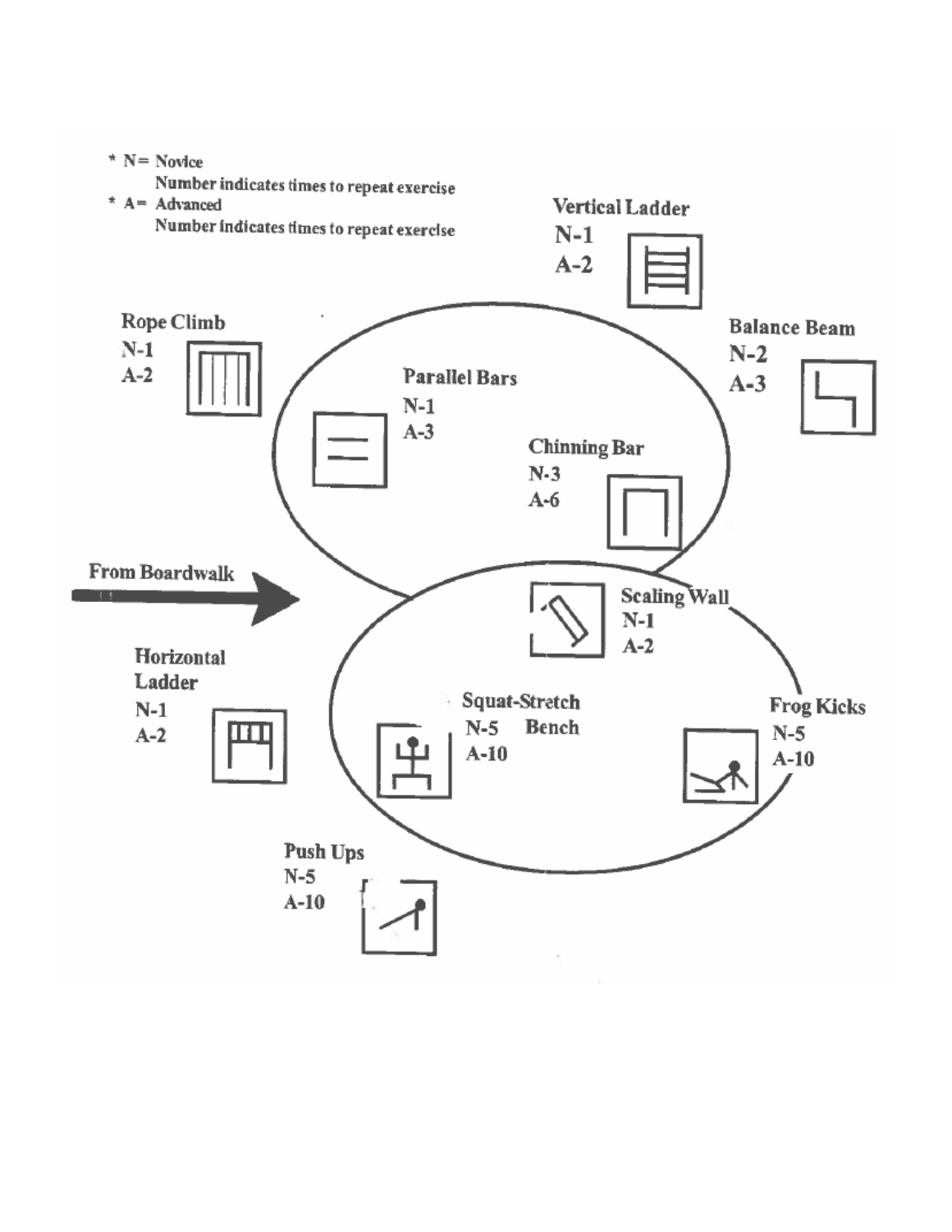* N= Novice
Number indicates times to repeat exercise
* A= Advanced
Number indicates times to repeat exercise

Vertical Ladder
N-1
A-2

Rope Climb
N-1
A-2

Balance Beam
N-2
A-3

Parallel Bars
N-1
A-3

Chinning Bar
N-3
A-6

From Boardwalk

Scaling Wall
N-1
A-2

Horizontal Ladder
N-1
A-2

Squat-Stretch Bench
N-5
A-10

Frog Kicks
N-5
A-10

Push Ups
N-5
A-10